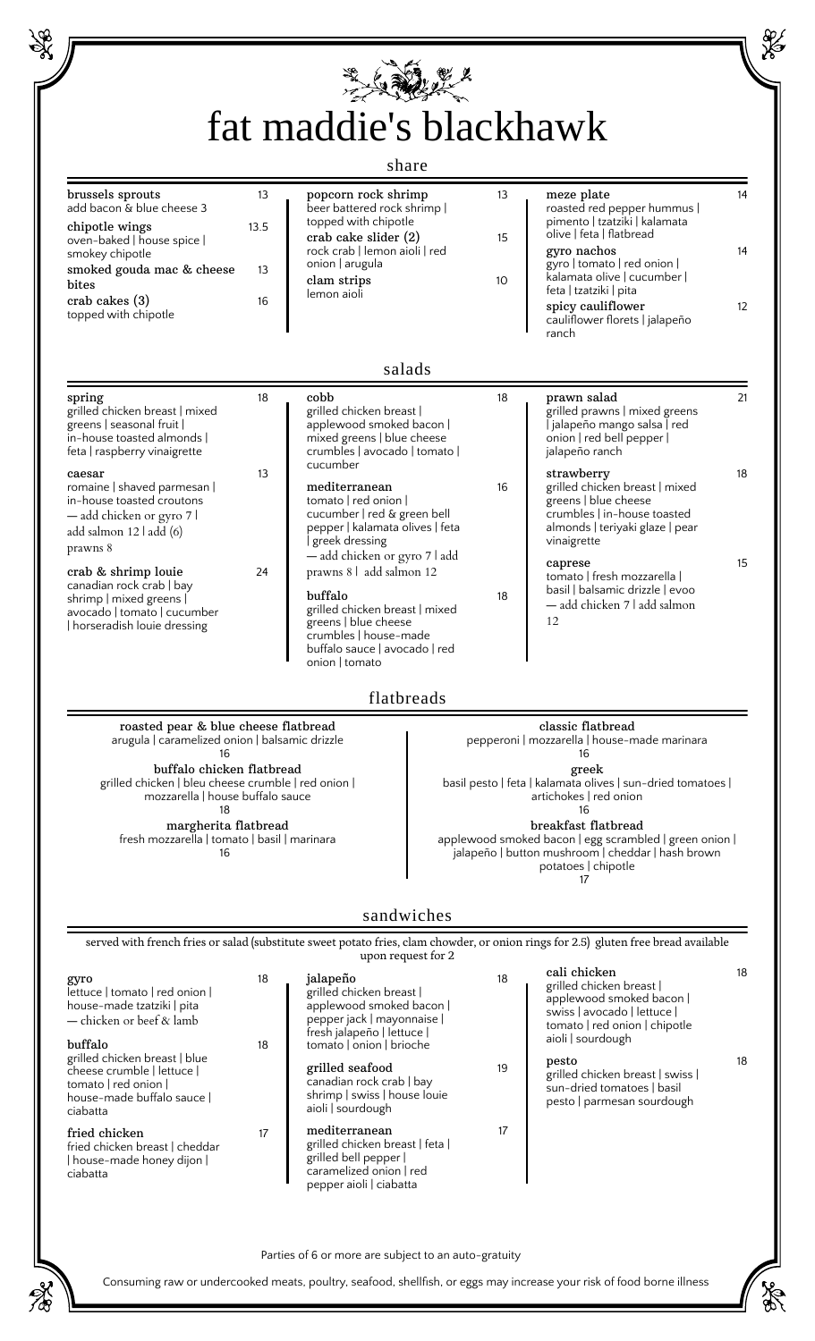# fat maddie's blackhawk

## share

**brussels sprouts** 13
add bacon & blue cheese 3

**chipotle wings** 13.5
oven-baked | house spice | smokey chipotle

**smoked gouda mac & cheese bites** 13

**crab cakes (3)** 16
topped with chipotle

**popcorn rock shrimp** 13
beer battered rock shrimp | topped with chipotle

**crab cake slider (2)** 15
rock crab | lemon aioli | red onion | arugula

**clam strips** 10
lemon aioli

**meze plate** 14
roasted red pepper hummus | pimento | tzatziki | kalamata olive | feta | flatbread

**gyro nachos** 14
gyro | tomato | red onion | kalamata olive | cucumber | feta | tzatziki | pita

**spicy cauliflower** 12
cauliflower florets | jalapeño ranch

## salads

**spring** 18
grilled chicken breast | mixed greens | seasonal fruit | in-house toasted almonds | feta | raspberry vinaigrette

**caesar** 13
romaine | shaved parmesan | in-house toasted croutons
— add chicken or gyro 7 | add salmon 12 | add (6) prawns 8

**crab & shrimp louie** 24
canadian rock crab | bay shrimp | mixed greens | avocado | tomato | cucumber | horseradish louie dressing

**cobb** 18
grilled chicken breast | applewood smoked bacon | mixed greens | blue cheese crumbles | avocado | tomato | cucumber

**mediterranean** 16
tomato | red onion | cucumber | red & green bell pepper | kalamata olives | feta | greek dressing
— add chicken or gyro 7 | add prawns 8 | add salmon 12

**buffalo** 18
grilled chicken breast | mixed greens | blue cheese crumbles | house-made buffalo sauce | avocado | red onion | tomato

**prawn salad** 21
grilled prawns | mixed greens | jalapeño mango salsa | red onion | red bell pepper | jalapeño ranch

**strawberry** 18
grilled chicken breast | mixed greens | blue cheese crumbles | in-house toasted almonds | teriyaki glaze | pear vinaigrette

**caprese** 15
tomato | fresh mozzarella | basil | balsamic drizzle | evoo
— add chicken 7 | add salmon 12

## flatbreads

**roasted pear & blue cheese flatbread**
arugula | caramelized onion | balsamic drizzle
16

**buffalo chicken flatbread**
grilled chicken | bleu cheese crumble | red onion | mozzarella | house buffalo sauce
18

**margherita flatbread**
fresh mozzarella | tomato | basil | marinara
16

**classic flatbread**
pepperoni | mozzarella | house-made marinara
16

**greek**
basil pesto | feta | kalamata olives | sun-dried tomatoes | artichokes | red onion
16

**breakfast flatbread**
applewood smoked bacon | egg scrambled | green onion | jalapeño | button mushroom | cheddar | hash brown potatoes | chipotle
17

## sandwiches

served with french fries or salad (substitute sweet potato fries, clam chowder, or onion rings for 2.5) gluten free bread available upon request for 2

**gyro** 18
lettuce | tomato | red onion | house-made tzatziki | pita
— chicken or beef & lamb

**buffalo** 18
grilled chicken breast | blue cheese crumble | lettuce | tomato | red onion | house-made buffalo sauce | ciabatta

**fried chicken** 17
fried chicken breast | cheddar | house-made honey dijon | ciabatta

**jalapeño** 18
grilled chicken breast | applewood smoked bacon | pepper jack | mayonnaise | fresh jalapeño | lettuce | tomato | onion | brioche

**grilled seafood** 19
canadian rock crab | bay shrimp | swiss | house louie aioli | sourdough

**mediterranean** 17
grilled chicken breast | feta | grilled bell pepper | caramelized onion | red pepper aioli | ciabatta

**cali chicken** 18
grilled chicken breast | applewood smoked bacon | swiss | avocado | lettuce | tomato | red onion | chipotle aioli | sourdough

**pesto** 18
grilled chicken breast | swiss | sun-dried tomatoes | basil pesto | parmesan sourdough

Parties of 6 or more are subject to an auto-gratuity

Consuming raw or undercooked meats, poultry, seafood, shellfish, or eggs may increase your risk of food borne illness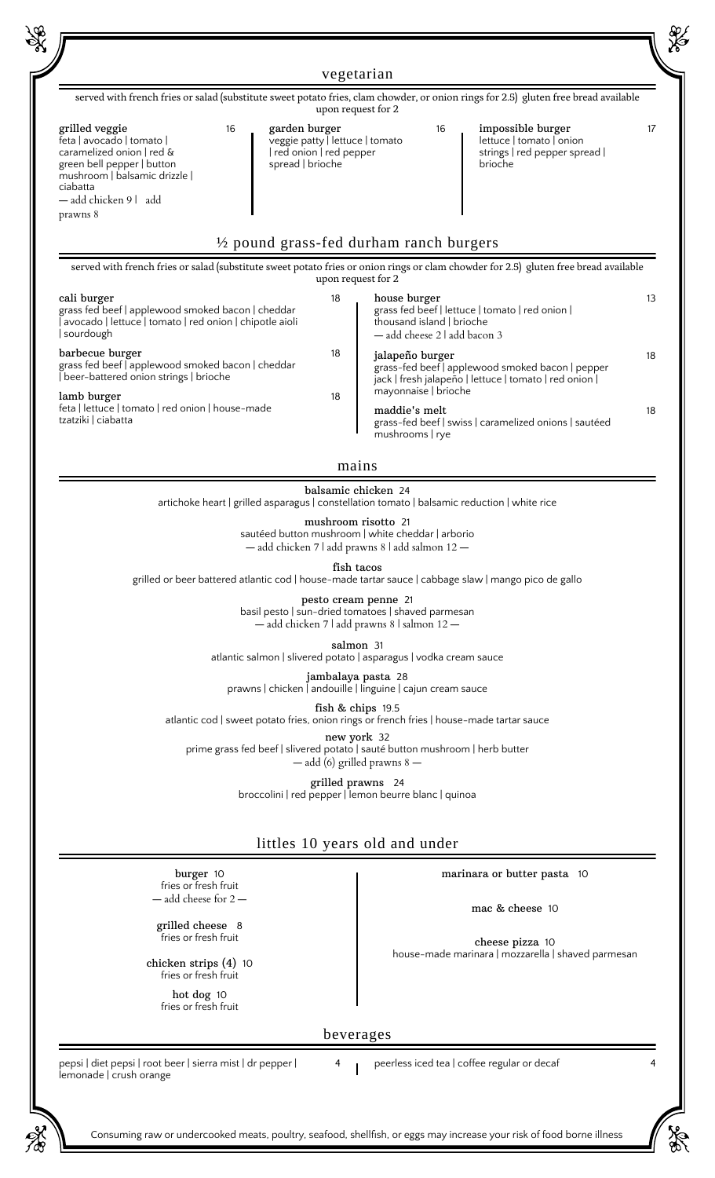## vegetarian

served with french fries or salad (substitute sweet potato fries, clam chowder, or onion rings for 2.5) gluten free bread available upon request for 2

**grilled veggie** 16
feta | avocado | tomato | caramelized onion | red & green bell pepper | button mushroom | balsamic drizzle | ciabatta
— add chicken 9 | add prawns 8

**garden burger** 16
veggie patty | lettuce | tomato | red onion | red pepper spread | brioche

**impossible burger** 17
lettuce | tomato | onion strings | red pepper spread | brioche

## ½ pound grass-fed durham ranch burgers

served with french fries or salad (substitute sweet potato fries or onion rings or clam chowder for 2.5) gluten free bread available upon request for 2

**cali burger** 18
grass fed beef | applewood smoked bacon | cheddar | avocado | lettuce | tomato | red onion | chipotle aioli | sourdough

**barbecue burger** 18
grass fed beef | applewood smoked bacon | cheddar | beer-battered onion strings | brioche

**lamb burger** 18
feta | lettuce | tomato | red onion | house-made tzatziki | ciabatta

**house burger** 13
grass fed beef | lettuce | tomato | red onion | thousand island | brioche
— add cheese 2 | add bacon 3

**jalapeño burger** 18
grass-fed beef | applewood smoked bacon | pepper jack | fresh jalapeño | lettuce | tomato | red onion | mayonnaise | brioche

**maddie's melt** 18
grass-fed beef | swiss | caramelized onions | sautéed mushrooms | rye

## mains

**balsamic chicken** 24
artichoke heart | grilled asparagus | constellation tomato | balsamic reduction | white rice

**mushroom risotto** 21
sautéed button mushroom | white cheddar | arborio
— add chicken 7 | add prawns 8 | add salmon 12 —

**fish tacos**
grilled or beer battered atlantic cod | house-made tartar sauce | cabbage slaw | mango pico de gallo

**pesto cream penne** 21
basil pesto | sun-dried tomatoes | shaved parmesan
— add chicken 7 | add prawns 8 | salmon 12 —

**salmon** 31
atlantic salmon | slivered potato | asparagus | vodka cream sauce

**jambalaya pasta** 28
prawns | chicken | andouille | linguine | cajun cream sauce

**fish & chips** 19.5
atlantic cod | sweet potato fries, onion rings or french fries | house-made tartar sauce

**new york** 32
prime grass fed beef | slivered potato | sauté button mushroom | herb butter
— add (6) grilled prawns 8 —

**grilled prawns** 24
broccolini | red pepper | lemon beurre blanc | quinoa

## littles 10 years old and under

**burger** 10
fries or fresh fruit
— add cheese for 2 —

**grilled cheese** 8
fries or fresh fruit

**chicken strips (4)** 10
fries or fresh fruit

**hot dog** 10
fries or fresh fruit

**marinara or butter pasta** 10

**mac & cheese** 10

**cheese pizza** 10
house-made marinara | mozzarella | shaved parmesan

## beverages

pepsi | diet pepsi | root beer | sierra mist | dr pepper | lemonade | crush orange 4

peerless iced tea | coffee regular or decaf 4

Consuming raw or undercooked meats, poultry, seafood, shellfish, or eggs may increase your risk of food borne illness